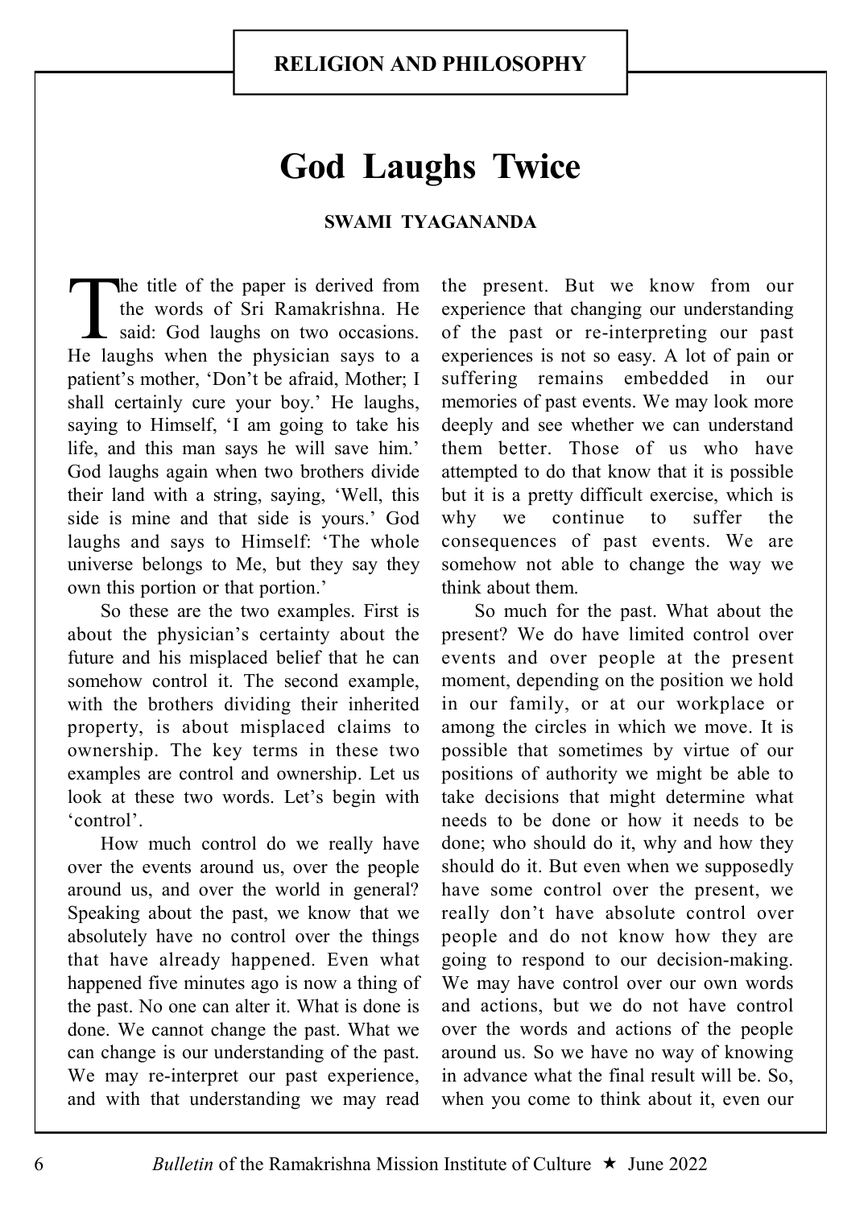RELIGION AND PHILOSOPHY

# God Laughs Twice

**SWAMI TYAGANANDA**

The title of the paper is derived from the words of Sri Ramakrishna. He said: God laughs on two occasions. He laughs when the physician says to a patient's mother, 'Don't be afraid, Mother; I shall certainly cure your boy.' He laughs, saying to Himself, 'I am going to take his life, and this man says he will save him.' God laughs again when two brothers divide their land with a string, saying, 'Well, this side is mine and that side is yours.' God laughs and says to Himself: 'The whole universe belongs to Me, but they say they own this portion or that portion.'

So these are the two examples. First is about the physician's certainty about the future and his misplaced belief that he can somehow control it. The second example, with the brothers dividing their inherited property, is about misplaced claims to ownership. The key terms in these two examples are control and ownership. Let us look at these two words. Let's begin with 'control'.

How much control do we really have over the events around us, over the people around us, and over the world in general? Speaking about the past, we know that we absolutely have no control over the things that have already happened. Even what happened five minutes ago is now a thing of the past. No one can alter it. What is done is done. We cannot change the past. What we can change is our understanding of the past. We may re-interpret our past experience, and with that understanding we may read the present. But we know from our experience that changing our understanding of the past or re-interpreting our past experiences is not so easy. A lot of pain or suffering remains embedded in our memories of past events. We may look more deeply and see whether we can understand them better. Those of us who have attempted to do that know that it is possible but it is a pretty difficult exercise, which is why we continue to suffer the consequences of past events. We are somehow not able to change the way we think about them.

So much for the past. What about the present? We do have limited control over events and over people at the present moment, depending on the position we hold in our family, or at our workplace or among the circles in which we move. It is possible that sometimes by virtue of our positions of authority we might be able to take decisions that might determine what needs to be done or how it needs to be done; who should do it, why and how they should do it. But even when we supposedly have some control over the present, we really don't have absolute control over people and do not know how they are going to respond to our decision-making. We may have control over our own words and actions, but we do not have control over the words and actions of the people around us. So we have no way of knowing in advance what the final result will be. So, when you come to think about it, even our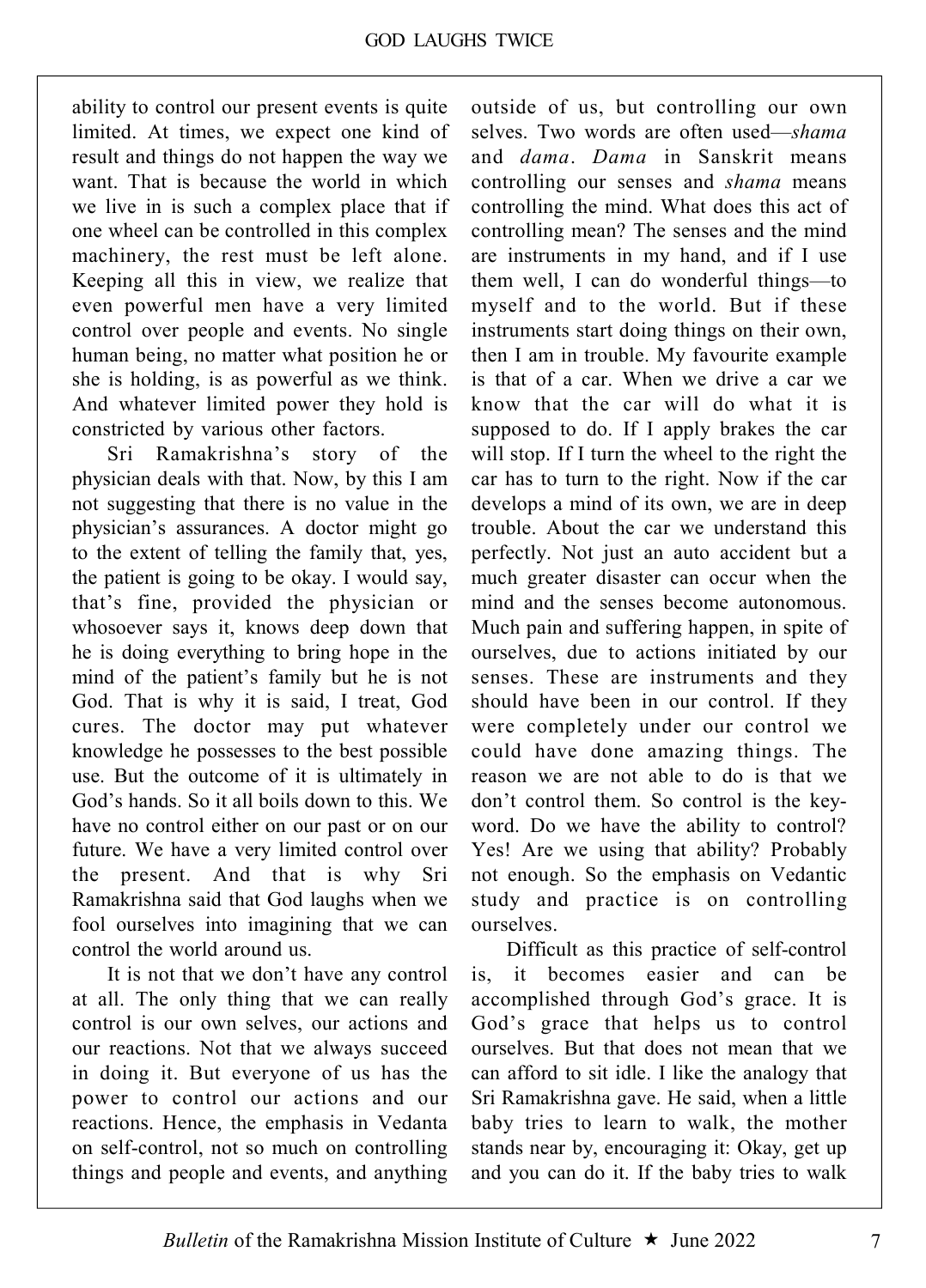ability to control our present events is quite limited. At times, we expect one kind of result and things do not happen the way we want. That is because the world in which we live in is such a complex place that if one wheel can be controlled in this complex machinery, the rest must be left alone. Keeping all this in view, we realize that even powerful men have a very limited control over people and events. No single human being, no matter what position he or she is holding, is as powerful as we think. And whatever limited power they hold is constricted by various other factors.

Sri Ramakrishna's story of the physician deals with that. Now, by this I am not suggesting that there is no value in the physician's assurances. A doctor might go to the extent of telling the family that, yes, the patient is going to be okay. I would say, that's fine, provided the physician or whosoever says it, knows deep down that he is doing everything to bring hope in the mind of the patient's family but he is not God. That is why it is said, I treat, God cures. The doctor may put whatever knowledge he possesses to the best possible use. But the outcome of it is ultimately in God's hands. So it all boils down to this. We have no control either on our past or on our future. We have a very limited control over the present. And that is why Sri Ramakrishna said that God laughs when we fool ourselves into imagining that we can control the world around us.

It is not that we don't have any control at all. The only thing that we can really control is our own selves, our actions and our reactions. Not that we always succeed in doing it. But everyone of us has the power to control our actions and our reactions. Hence, the emphasis in Vedanta on self-control, not so much on controlling things and people and events, and anything outside of us, but controlling our own selves. Two words are often used—*shama* and *dama*. *Dama* in Sanskrit means controlling our senses and *shama* means controlling the mind. What does this act of controlling mean? The senses and the mind are instruments in my hand, and if I use them well, I can do wonderful things—to myself and to the world. But if these instruments start doing things on their own, then I am in trouble. My favourite example is that of a car. When we drive a car we know that the car will do what it is supposed to do. If I apply brakes the car will stop. If I turn the wheel to the right the car has to turn to the right. Now if the car develops a mind of its own, we are in deep trouble. About the car we understand this perfectly. Not just an auto accident but a much greater disaster can occur when the mind and the senses become autonomous. Much pain and suffering happen, in spite of ourselves, due to actions initiated by our senses. These are instruments and they should have been in our control. If they were completely under our control we could have done amazing things. The reason we are not able to do is that we don't control them. So control is the key-word. Do we have the ability to control? Yes! Are we using that ability? Probably not enough. So the emphasis on Vedantic study and practice is on controlling ourselves.

Difficult as this practice of self-control is, it becomes easier and can be accomplished through God's grace. It is God's grace that helps us to control ourselves. But that does not mean that we can afford to sit idle. I like the analogy that Sri Ramakrishna gave. He said, when a little baby tries to learn to walk, the mother stands near by, encouraging it: Okay, get up and you can do it. If the baby tries to walk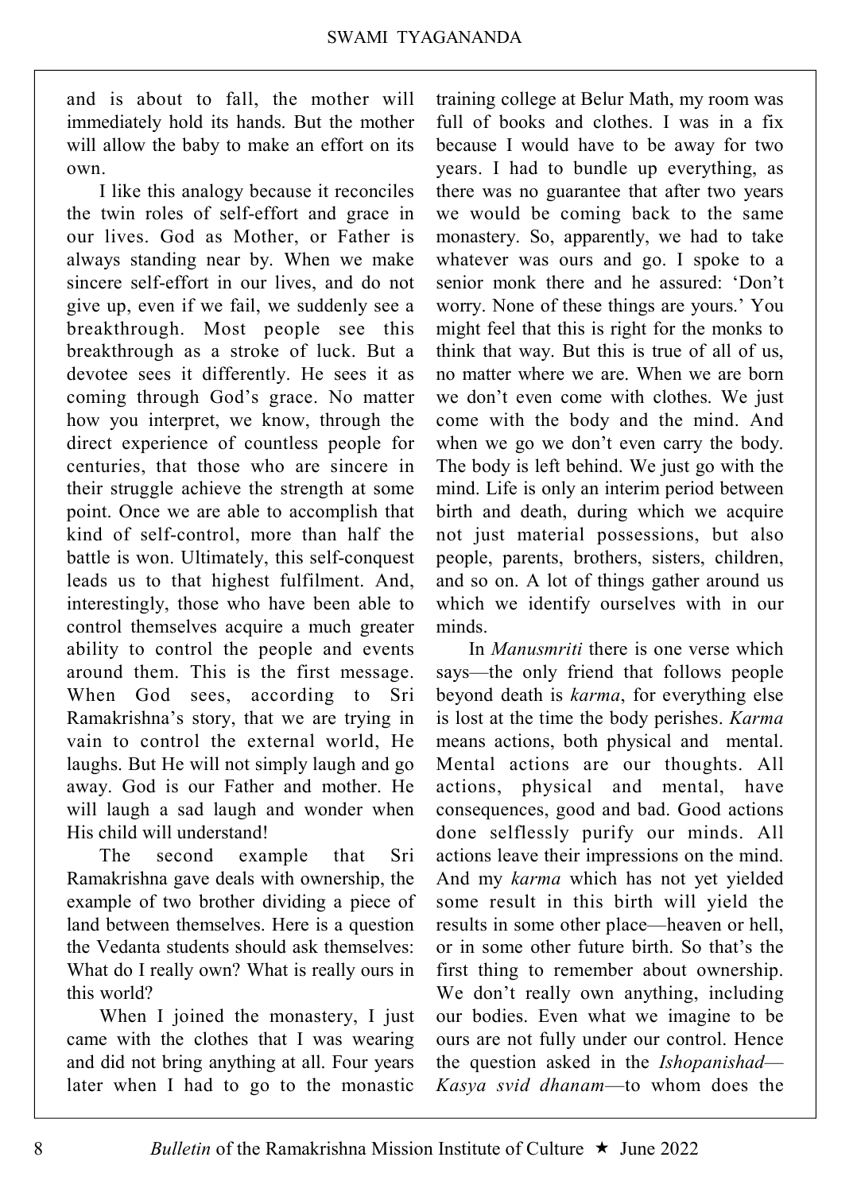and is about to fall, the mother will immediately hold its hands. But the mother will allow the baby to make an effort on its own.

I like this analogy because it reconciles the twin roles of self-effort and grace in our lives. God as Mother, or Father is always standing near by. When we make sincere self-effort in our lives, and do not give up, even if we fail, we suddenly see a breakthrough. Most people see this breakthrough as a stroke of luck. But a devotee sees it differently. He sees it as coming through God's grace. No matter how you interpret, we know, through the direct experience of countless people for centuries, that those who are sincere in their struggle achieve the strength at some point. Once we are able to accomplish that kind of self-control, more than half the battle is won. Ultimately, this self-conquest leads us to that highest fulfilment. And, interestingly, those who have been able to control themselves acquire a much greater ability to control the people and events around them. This is the first message. When God sees, according to Sri Ramakrishna's story, that we are trying in vain to control the external world, He laughs. But He will not simply laugh and go away. God is our Father and mother. He will laugh a sad laugh and wonder when His child will understand!

The second example that Sri Ramakrishna gave deals with ownership, the example of two brother dividing a piece of land between themselves. Here is a question the Vedanta students should ask themselves: What do I really own? What is really ours in this world?

When I joined the monastery, I just came with the clothes that I was wearing and did not bring anything at all. Four years later when I had to go to the monastic training college at Belur Math, my room was full of books and clothes. I was in a fix because I would have to be away for two years. I had to bundle up everything, as there was no guarantee that after two years we would be coming back to the same monastery. So, apparently, we had to take whatever was ours and go. I spoke to a senior monk there and he assured: 'Don't worry. None of these things are yours.' You might feel that this is right for the monks to think that way. But this is true of all of us, no matter where we are. When we are born we don't even come with clothes. We just come with the body and the mind. And when we go we don't even carry the body. The body is left behind. We just go with the mind. Life is only an interim period between birth and death, during which we acquire not just material possessions, but also people, parents, brothers, sisters, children, and so on. A lot of things gather around us which we identify ourselves with in our minds.

In *Manusmriti* there is one verse which says—the only friend that follows people beyond death is *karma*, for everything else is lost at the time the body perishes. *Karma* means actions, both physical and mental. Mental actions are our thoughts. All actions, physical and mental, have consequences, good and bad. Good actions done selflessly purify our minds. All actions leave their impressions on the mind. And my *karma* which has not yet yielded some result in this birth will yield the results in some other place—heaven or hell, or in some other future birth. So that's the first thing to remember about ownership. We don't really own anything, including our bodies. Even what we imagine to be ours are not fully under our control. Hence the question asked in the *Ishopanishad*—*Kasya svid dhanam*—to whom does the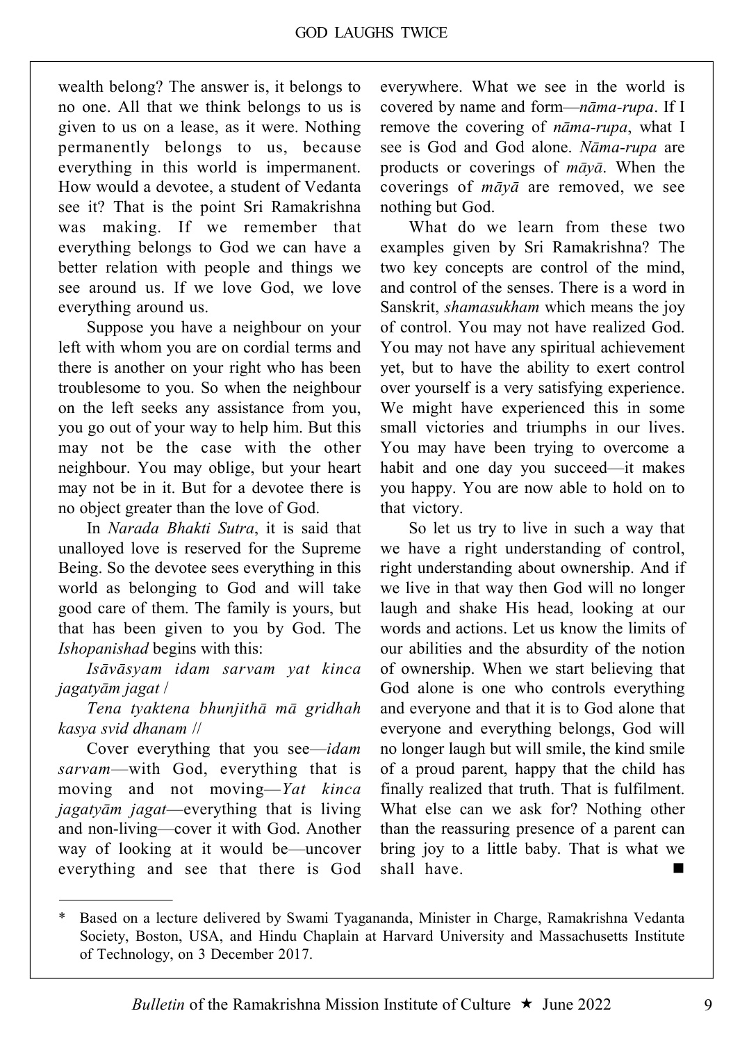wealth belong? The answer is, it belongs to no one. All that we think belongs to us is given to us on a lease, as it were. Nothing permanently belongs to us, because everything in this world is impermanent. How would a devotee, a student of Vedanta see it? That is the point Sri Ramakrishna was making. If we remember that everything belongs to God we can have a better relation with people and things we see around us. If we love God, we love everything around us.

Suppose you have a neighbour on your left with whom you are on cordial terms and there is another on your right who has been troublesome to you. So when the neighbour on the left seeks any assistance from you, you go out of your way to help him. But this may not be the case with the other neighbour. You may oblige, but your heart may not be in it. But for a devotee there is no object greater than the love of God.

In *Narada Bhakti Sutra*, it is said that unalloyed love is reserved for the Supreme Being. So the devotee sees everything in this world as belonging to God and will take good care of them. The family is yours, but that has been given to you by God. The *Ishopanishad* begins with this:

*Isāvāsyam idam sarvam yat kinca jagatyām jagat* /

*Tena tyaktena bhunjithā mā gridhah kasya svid dhanam* //

Cover everything that you see—*idam sarvam*—with God, everything that is moving and not moving—*Yat kinca jagatyām jagat*—everything that is living and non-living—cover it with God. Another way of looking at it would be—uncover everything and see that there is God everywhere. What we see in the world is covered by name and form—*nāma-rupa*. If I remove the covering of *nāma-rupa*, what I see is God and God alone. *Nāma-rupa* are products or coverings of *māyā*. When the coverings of *māyā* are removed, we see nothing but God.

What do we learn from these two examples given by Sri Ramakrishna? The two key concepts are control of the mind, and control of the senses. There is a word in Sanskrit, *shamasukham* which means the joy of control. You may not have realized God. You may not have any spiritual achievement yet, but to have the ability to exert control over yourself is a very satisfying experience. We might have experienced this in some small victories and triumphs in our lives. You may have been trying to overcome a habit and one day you succeed—it makes you happy. You are now able to hold on to that victory.

So let us try to live in such a way that we have a right understanding of control, right understanding about ownership. And if we live in that way then God will no longer laugh and shake His head, looking at our words and actions. Let us know the limits of our abilities and the absurdity of the notion of ownership. When we start believing that God alone is one who controls everything and everyone and that it is to God alone that everyone and everything belongs, God will no longer laugh but will smile, the kind smile of a proud parent, happy that the child has finally realized that truth. That is fulfilment. What else can we ask for? Nothing other than the reassuring presence of a parent can bring joy to a little baby. That is what we shall have. ■

---

\* Based on a lecture delivered by Swami Tyagananda, Minister in Charge, Ramakrishna Vedanta Society, Boston, USA, and Hindu Chaplain at Harvard University and Massachusetts Institute of Technology, on 3 December 2017.